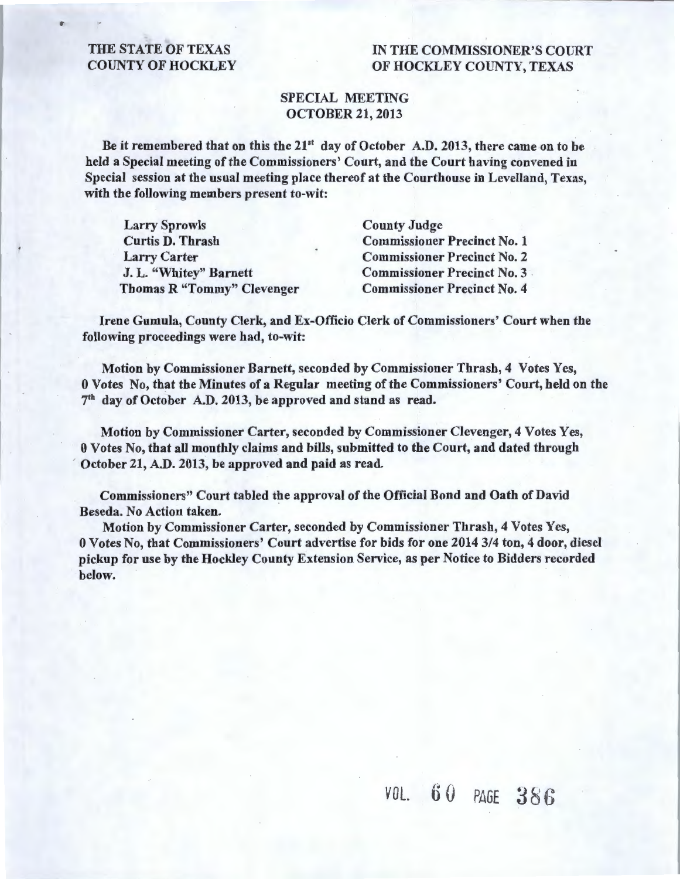THE STATE OF TEXAS
COUNTY OF HOCKLEY

IN THE COMMISSIONER'S COURT
OF HOCKLEY COUNTY, TEXAS

**SPECIAL MEETING**
**OCTOBER 21, 2013**

Be it remembered that on this the 21st day of October A.D. 2013, there came on to be held a Special meeting of the Commissioners' Court, and the Court having convened in Special session at the usual meeting place thereof at the Courthouse in Levelland, Texas, with the following members present to-wit:

| | |
|---|---|
| Larry Sprowls | County Judge |
| Curtis D. Thrash | Commissioner Precinct No. 1 |
| Larry Carter | Commissioner Precinct No. 2 |
| J. L. "Whitey" Barnett | Commissioner Precinct No. 3 |
| Thomas R "Tommy" Clevenger | Commissioner Precinct No. 4 |

Irene Gumula, County Clerk, and Ex-Officio Clerk of Commissioners' Court when the following proceedings were had, to-wit:

Motion by Commissioner Barnett, seconded by Commissioner Thrash, 4 Votes Yes, 0 Votes No, that the Minutes of a Regular meeting of the Commissioners' Court, held on the 7th day of October A.D. 2013, be approved and stand as read.

Motion by Commissioner Carter, seconded by Commissioner Clevenger, 4 Votes Yes, 0 Votes No, that all monthly claims and bills, submitted to the Court, and dated through October 21, A.D. 2013, be approved and paid as read.

Commissioners" Court tabled the approval of the Official Bond and Oath of David Beseda. No Action taken.

Motion by Commissioner Carter, seconded by Commissioner Thrash, 4 Votes Yes, 0 Votes No, that Commissioners' Court advertise for bids for one 2014 3/4 ton, 4 door, diesel pickup for use by the Hockley County Extension Service, as per Notice to Bidders recorded below.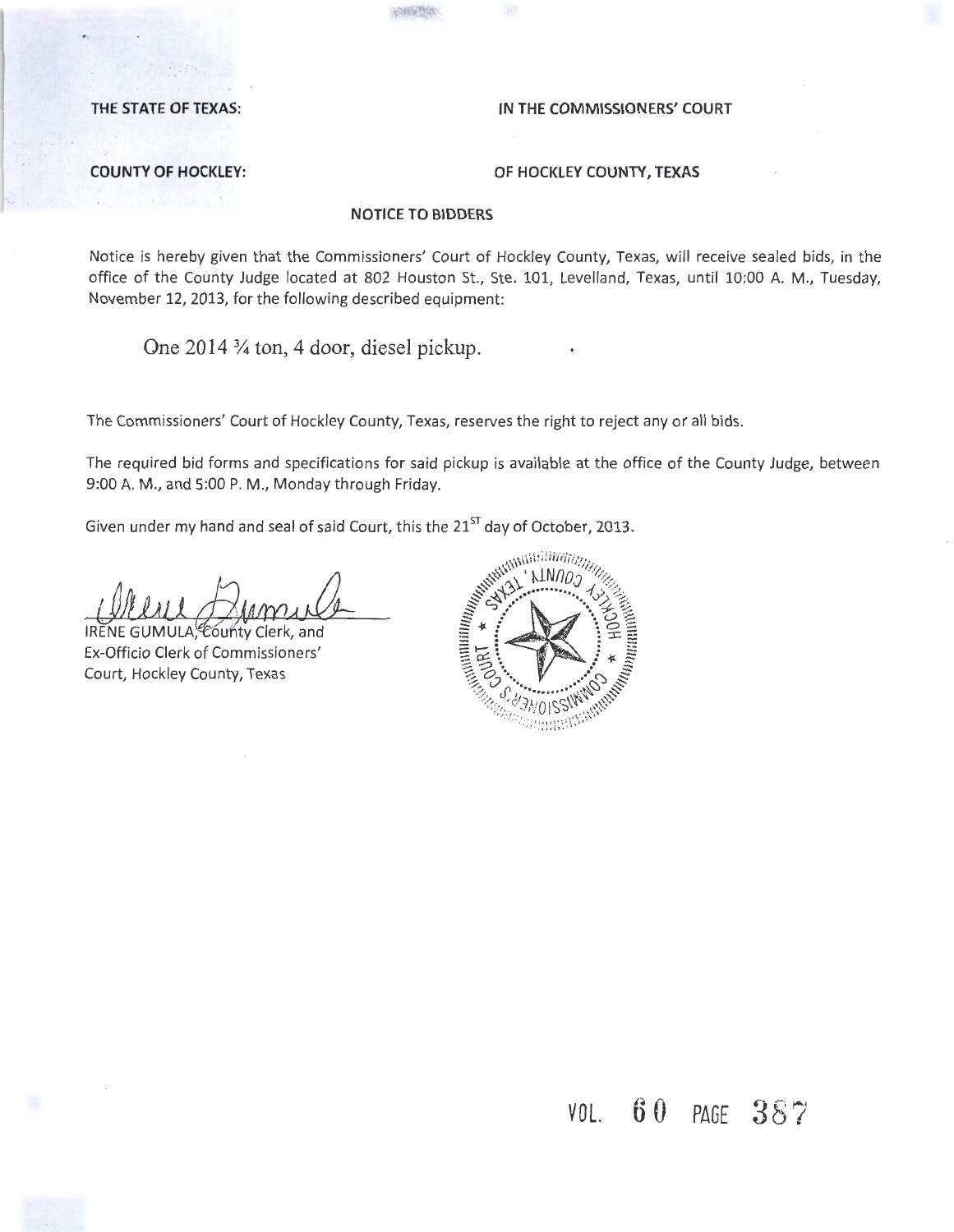**THE STATE OF TEXAS:** **IN THE COMMISSIONERS' COURT**

**COUNTY OF HOCKLEY:** **OF HOCKLEY COUNTY, TEXAS**

**NOTICE TO BIDDERS**

Notice is hereby given that the Commissioners' Court of Hockley County, Texas, will receive sealed bids, in the office of the County Judge located at 802 Houston St., Ste. 101, Levelland, Texas, until 10:00 A. M., Tuesday, November 12, 2013, for the following described equipment:

One 2014 ¾ ton, 4 door, diesel pickup.

The Commissioners' Court of Hockley County, Texas, reserves the right to reject any or all bids.

The required bid forms and specifications for said pickup is available at the office of the County Judge, between 9:00 A. M., and 5:00 P. M., Monday through Friday.

Given under my hand and seal of said Court, this the 21[ST] day of October, 2013.

IRENE GUMULA, County Clerk, and
Ex-Officio Clerk of Commissioners'
Court, Hockley County, Texas

VOL. 60 PAGE 387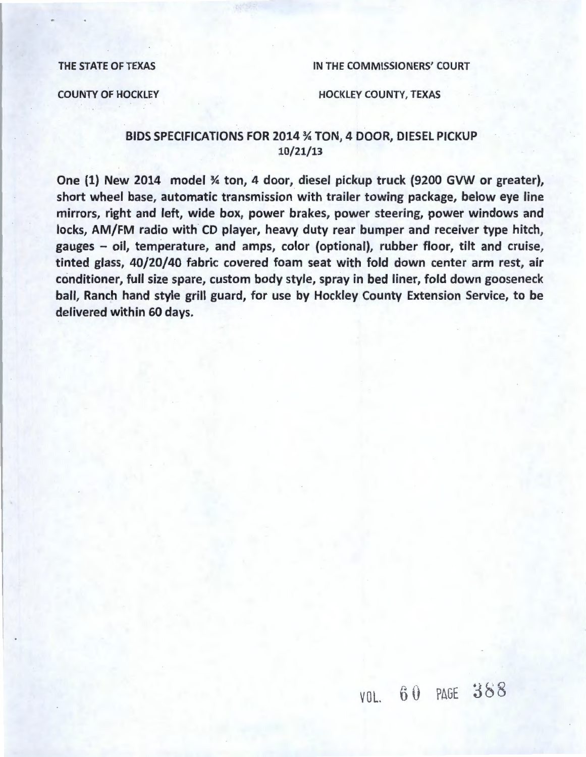THE STATE OF TEXAS | IN THE COMMISSIONERS' COURT

COUNTY OF HOCKLEY | HOCKLEY COUNTY, TEXAS

## BIDS SPECIFICATIONS FOR 2014 ¾ TON, 4 DOOR, DIESEL PICKUP

10/21/13

**One (1) New 2014 model ¾ ton, 4 door, diesel pickup truck (9200 GVW or greater), short wheel base, automatic transmission with trailer towing package, below eye line mirrors, right and left, wide box, power brakes, power steering, power windows and locks, AM/FM radio with CD player, heavy duty rear bumper and receiver type hitch, gauges – oil, temperature, and amps, color (optional), rubber floor, tilt and cruise, tinted glass, 40/20/40 fabric covered foam seat with fold down center arm rest, air conditioner, full size spare, custom body style, spray in bed liner, fold down gooseneck ball, Ranch hand style grill guard, for use by Hockley County Extension Service, to be delivered within 60 days.**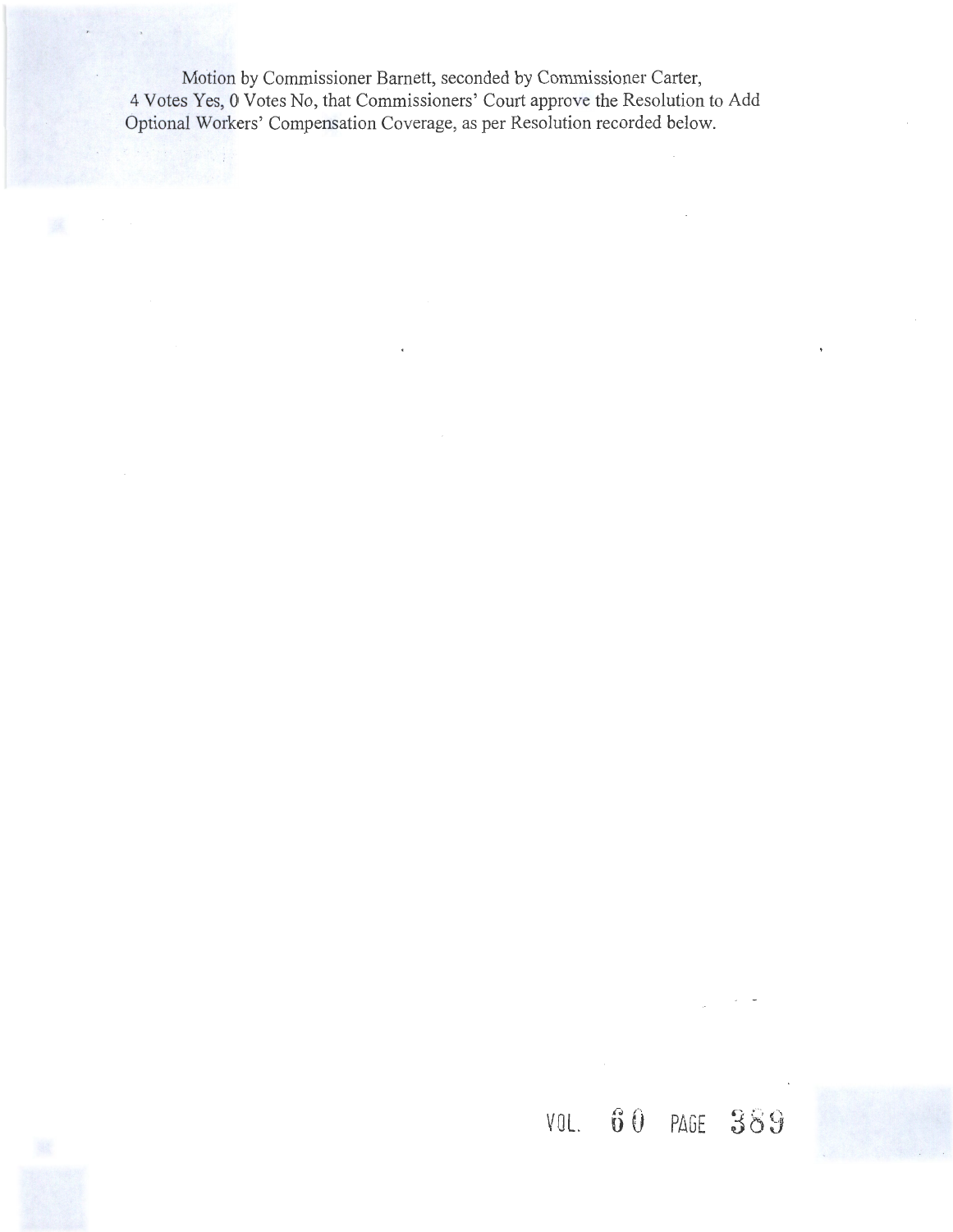Motion by Commissioner Barnett, seconded by Commissioner Carter, 4 Votes Yes, 0 Votes No, that Commissioners' Court approve the Resolution to Add Optional Workers' Compensation Coverage, as per Resolution recorded below.

VOL. 60 PAGE 389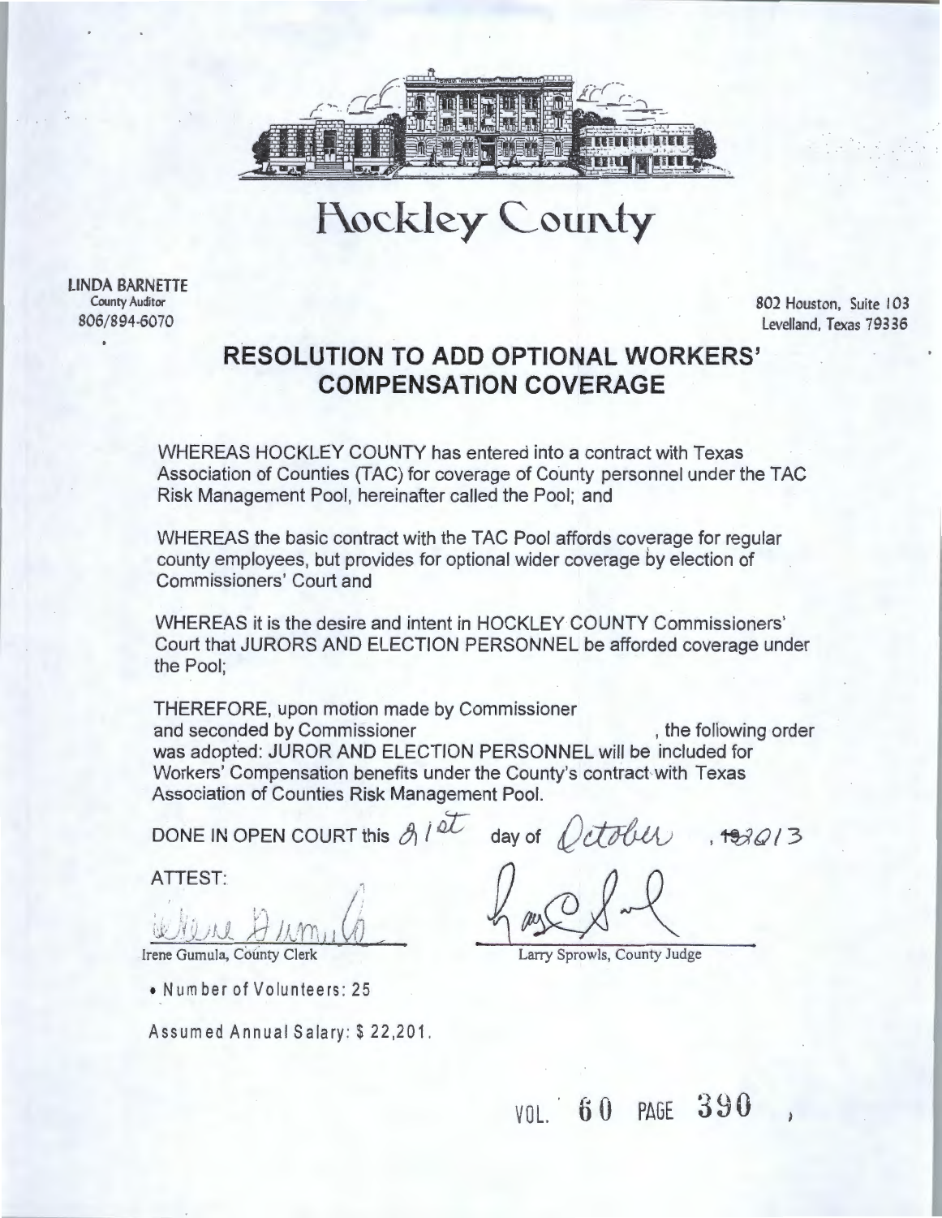# Hockley County

LINDA BARNETTE
County Auditor
806/894-6070

802 Houston, Suite 103
Levelland, Texas 79336

## RESOLUTION TO ADD OPTIONAL WORKERS' COMPENSATION COVERAGE

WHEREAS HOCKLEY COUNTY has entered into a contract with Texas Association of Counties (TAC) for coverage of County personnel under the TAC Risk Management Pool, hereinafter called the Pool; and

WHEREAS the basic contract with the TAC Pool affords coverage for regular county employees, but provides for optional wider coverage by election of Commissioners' Court and

WHEREAS it is the desire and intent in HOCKLEY COUNTY Commissioners' Court that JURORS AND ELECTION PERSONNEL be afforded coverage under the Pool;

THEREFORE, upon motion made by Commissioner and seconded by Commissioner , the following order was adopted: JUROR AND ELECTION PERSONNEL will be included for Workers' Compensation benefits under the County's contract with Texas Association of Counties Risk Management Pool.

DONE IN OPEN COURT this 21st day of October, ~~19~~2013

ATTEST:

Irene Gumula, County Clerk

Larry Sprowls, County Judge

- Number of Volunteers: 25

Assumed Annual Salary: $ 22,201.

VOL. 60 PAGE 390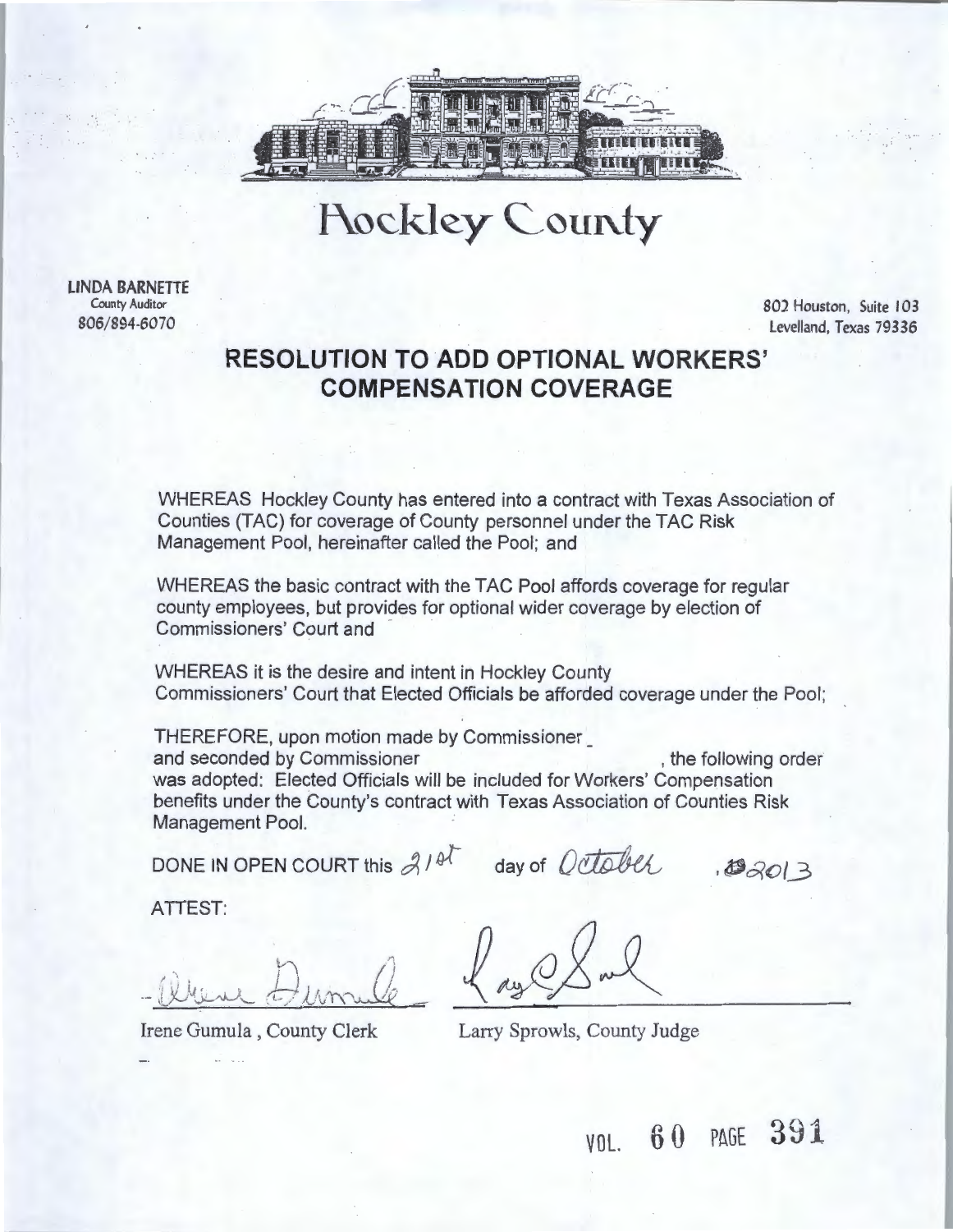# Hockley County

**LINDA BARNETTE**
County Auditor
806/894-6070

802 Houston, Suite 103
Levelland, Texas 79336

## RESOLUTION TO ADD OPTIONAL WORKERS' COMPENSATION COVERAGE

WHEREAS Hockley County has entered into a contract with Texas Association of Counties (TAC) for coverage of County personnel under the TAC Risk Management Pool, hereinafter called the Pool; and

WHEREAS the basic contract with the TAC Pool affords coverage for regular county employees, but provides for optional wider coverage by election of Commissioners' Court and

WHEREAS it is the desire and intent in Hockley County Commissioners' Court that Elected Officials be afforded coverage under the Pool;

THEREFORE, upon motion made by Commissioner \_\_\_\_\_\_\_\_\_\_ and seconded by Commissioner \_\_\_\_\_\_\_\_\_\_, the following order was adopted: Elected Officials will be included for Workers' Compensation benefits under the County's contract with Texas Association of Counties Risk Management Pool.

DONE IN OPEN COURT this 21st day of October, 2013

ATTEST:

Irene Gumula, County Clerk

Larry Sprowls, County Judge

VOL. 60 PAGE 391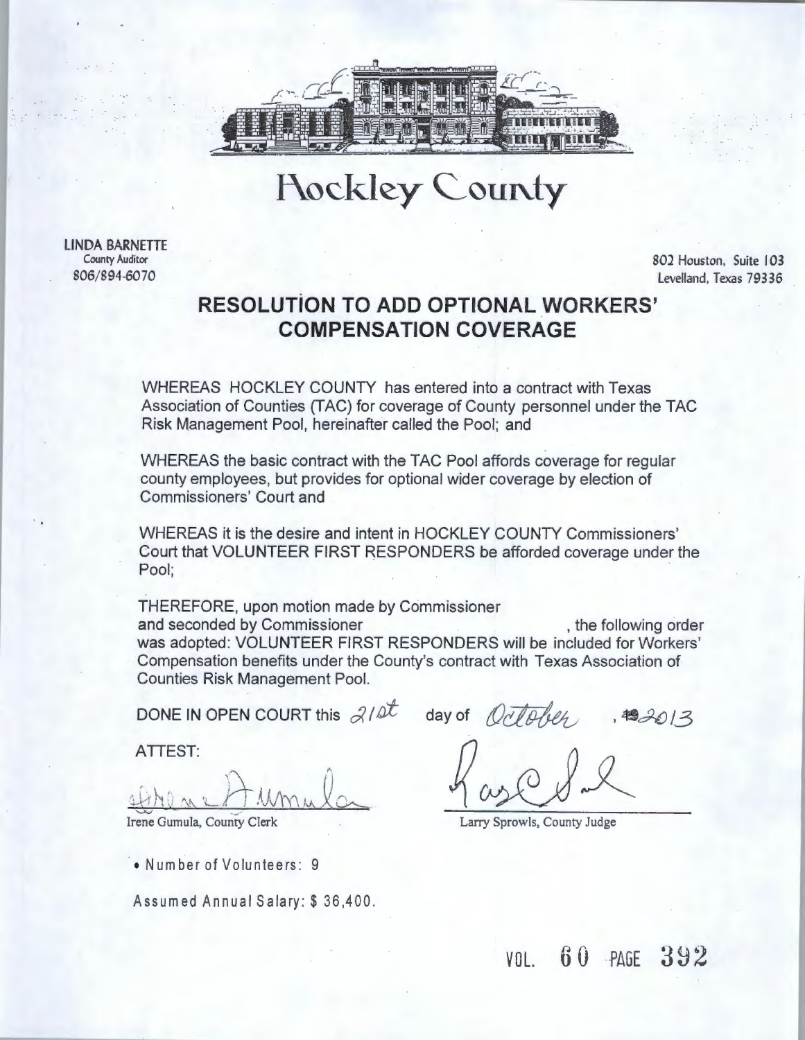# Hockley County

**LINDA BARNETTE**
County Auditor
806/894-6070

802 Houston, Suite 103
Levelland, Texas 79336

## RESOLUTION TO ADD OPTIONAL WORKERS' COMPENSATION COVERAGE

WHEREAS HOCKLEY COUNTY has entered into a contract with Texas Association of Counties (TAC) for coverage of County personnel under the TAC Risk Management Pool, hereinafter called the Pool; and

WHEREAS the basic contract with the TAC Pool affords coverage for regular county employees, but provides for optional wider coverage by election of Commissioners' Court and

WHEREAS it is the desire and intent in HOCKLEY COUNTY Commissioners' Court that VOLUNTEER FIRST RESPONDERS be afforded coverage under the Pool;

THEREFORE, upon motion made by Commissioner
and seconded by Commissioner , the following order was adopted: VOLUNTEER FIRST RESPONDERS will be included for Workers' Compensation benefits under the County's contract with Texas Association of Counties Risk Management Pool.

DONE IN OPEN COURT this 21st day of October, 2013

ATTEST:

Irene Gumula, County Clerk

Larry Sprowls, County Judge

- Number of Volunteers: 9

Assumed Annual Salary: $ 36,400.

VOL. 60 PAGE 392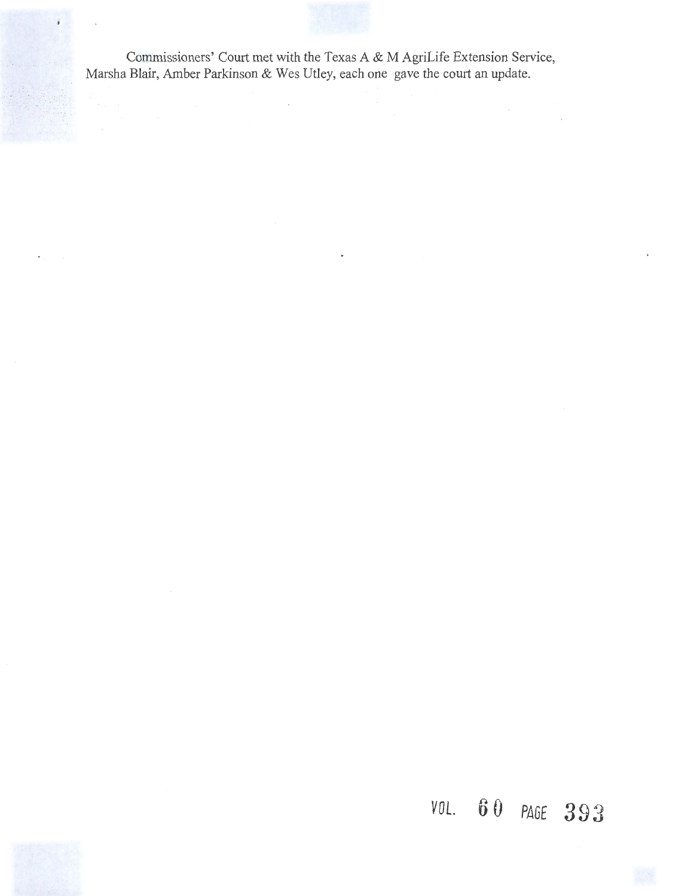Commissioners' Court met with the Texas A & M AgriLife Extension Service, Marsha Blair, Amber Parkinson & Wes Utley, each one gave the court an update.

VOL. 60 PAGE 393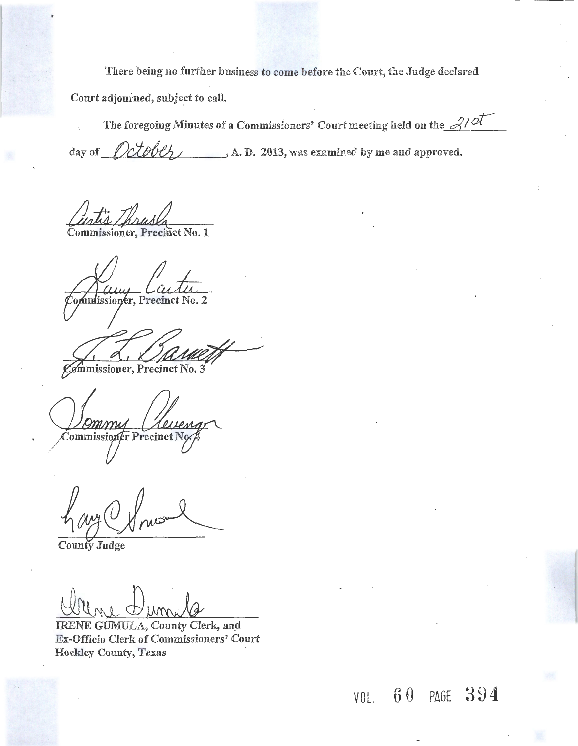There being no further business to come before the Court, the Judge declared Court adjourned, subject to call.

The foregoing Minutes of a Commissioners' Court meeting held on the 21st day of October, A. D. 2013, was examined by me and approved.

Curtis Thrash
Commissioner, Precinct No. 1

Larry Carter
Commissioner, Precinct No. 2

J. L. Barnett
Commissioner, Precinct No. 3

Tommy Clevenger
Commissioner Precinct No. 4

Larry C. Sproul
County Judge

Irene Gumula
IRENE GUMULA, County Clerk, and
Ex-Officio Clerk of Commissioners' Court
Hockley County, Texas

VOL. 60 PAGE 394